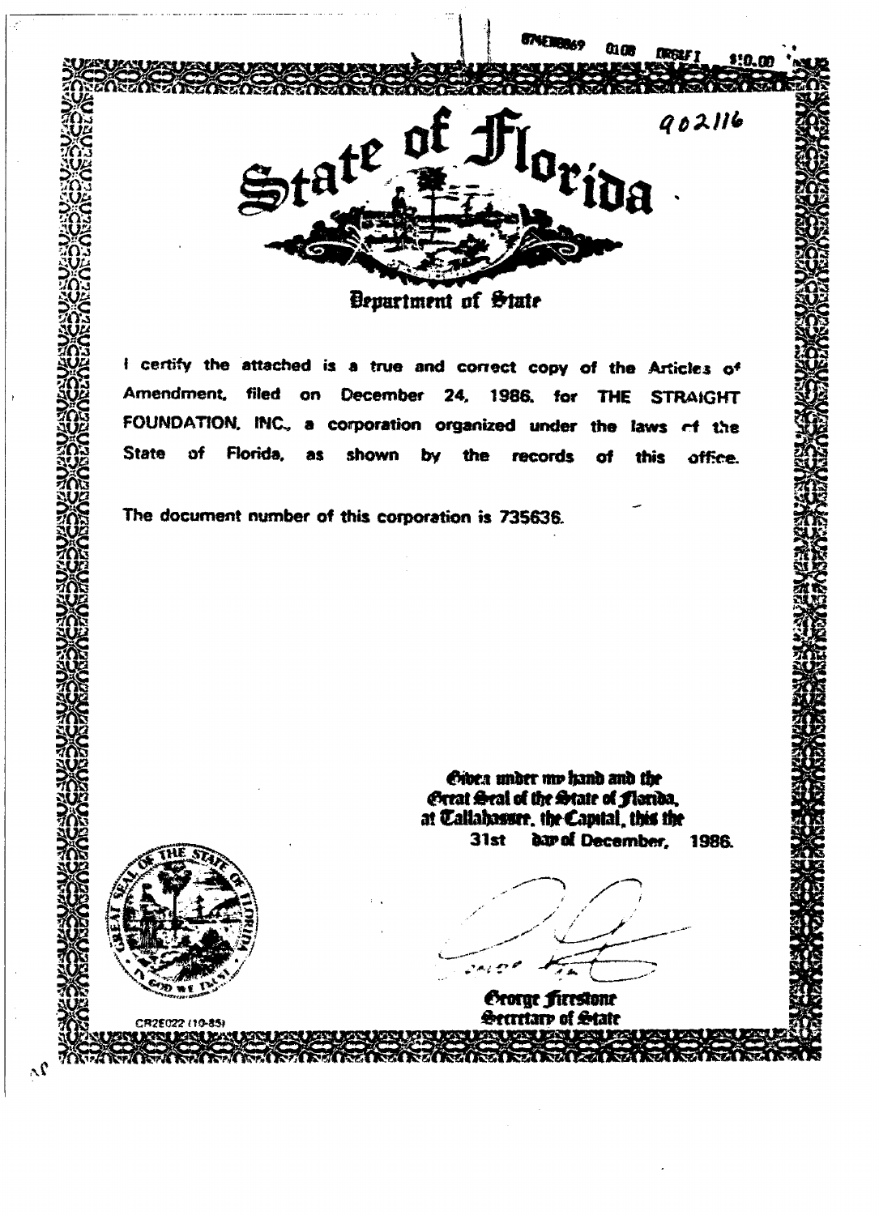874E00069 0108 ORGIF1 $10.00

902116

# State of Florida

## Department of State

I certify the attached is a true and correct copy of the Articles of Amendment, filed on December 24, 1986, for THE STRAIGHT FOUNDATION, INC., a corporation organized under the laws of the State of Florida, as shown by the records of this office.

The document number of this corporation is 735636.

Given under my hand and the Great Seal of the State of Florida, at Tallahassee, the Capital, this the 31st day of December, 1986.

George Firestone
Secretary of State

CR2E022 (10-85)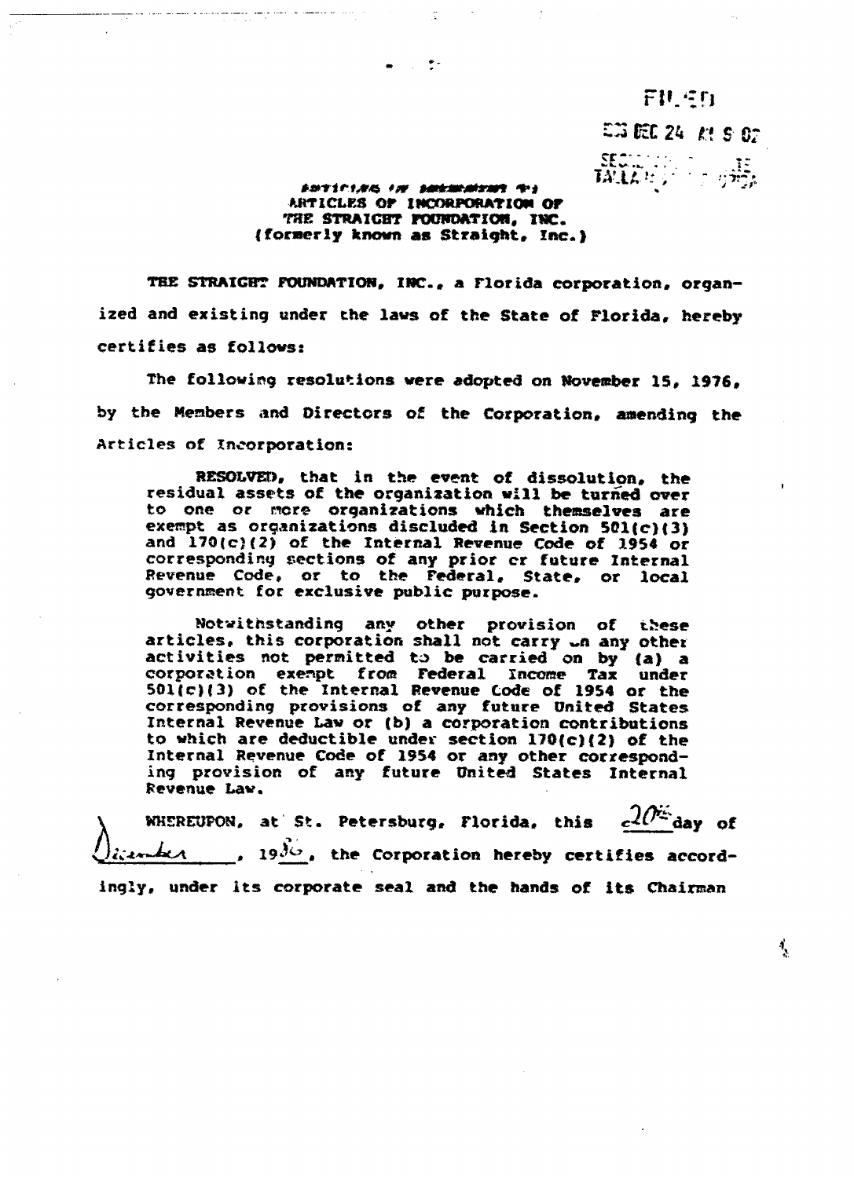FILED

83 DEC 24 AM 9 07

SECRETARY OF STATE
TALLAHASSEE, FLORIDA

ARTICLES OF AMENDMENT TO
ARTICLES OF INCORPORATION OF
THE STRAIGHT FOUNDATION, INC.
(formerly known as Straight, Inc.)

THE STRAIGHT FOUNDATION, INC., a Florida corporation, organized and existing under the laws of the State of Florida, hereby certifies as follows:

The following resolutions were adopted on November 15, 1976, by the Members and Directors of the Corporation, amending the Articles of Incorporation:

> RESOLVED, that in the event of dissolution, the residual assets of the organization will be turned over to one or more organizations which themselves are exempt as organizations discluded in Section 501(c)(3) and 170(c)(2) of the Internal Revenue Code of 1954 or corresponding sections of any prior or future Internal Revenue Code, or to the Federal, State, or local government for exclusive public purpose.
>
> Notwithstanding any other provision of these articles, this corporation shall not carry on any other activities not permitted to be carried on by (a) a corporation exempt from Federal Income Tax under 501(c)(3) of the Internal Revenue Code of 1954 or the corresponding provisions of any future United States Internal Revenue Law or (b) a corporation contributions to which are deductible under section 170(c)(2) of the Internal Revenue Code of 1954 or any other corresponding provision of any future United States Internal Revenue Law.

WHEREUPON, at St. Petersburg, Florida, this 20th day of December, 1983, the Corporation hereby certifies accordingly, under its corporate seal and the hands of its Chairman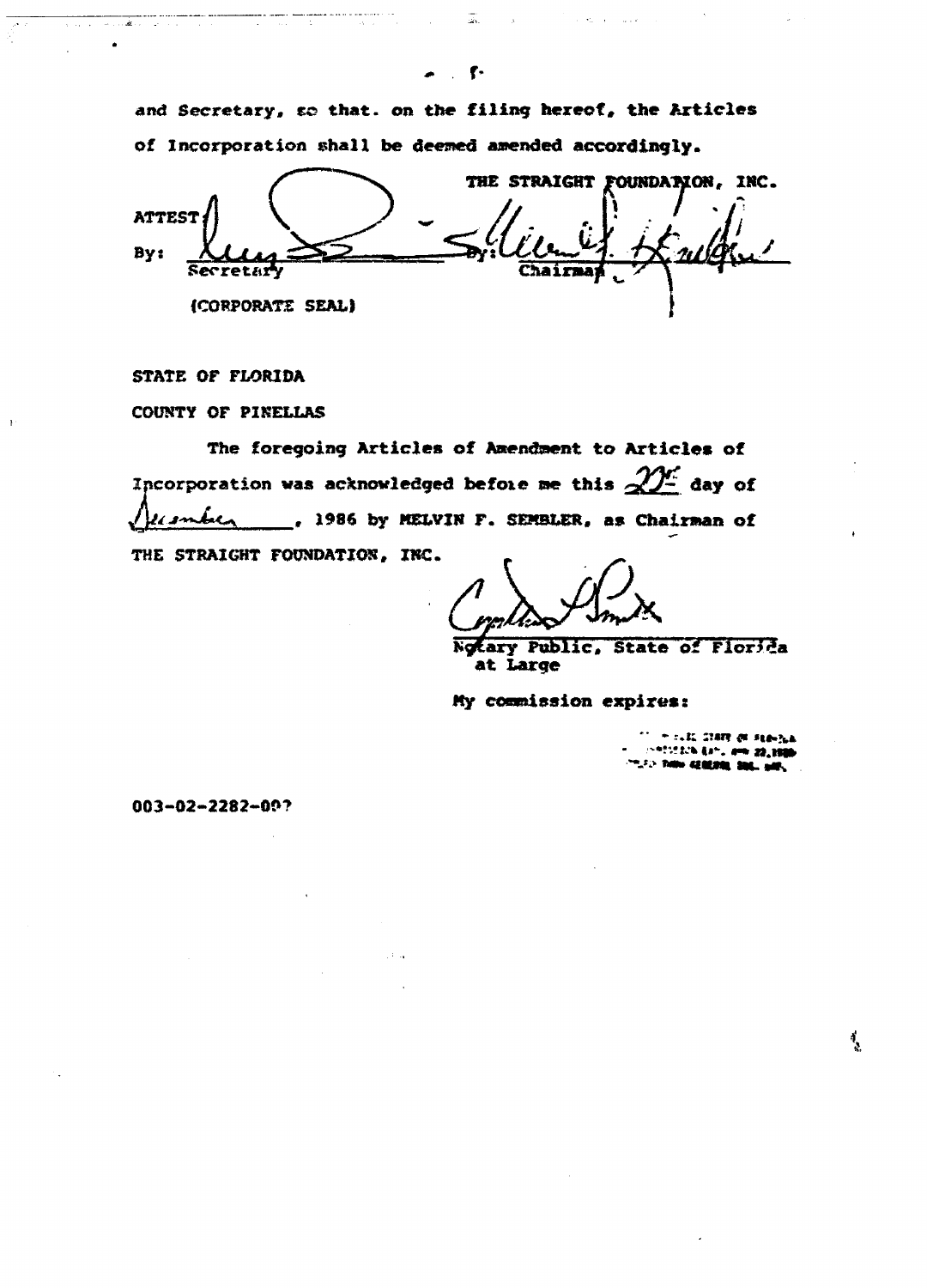and Secretary, so that. on the filing hereof, the Articles of Incorporation shall be deemed amended accordingly.

THE STRAIGHT FOUNDATION, INC.

ATTEST:

By: ______________________
Secretary

By: ______________________
Chairman

(CORPORATE SEAL)

STATE OF FLORIDA

COUNTY OF PINELLAS

The foregoing Articles of Amendment to Articles of Incorporation was acknowledged before me this 29th day of December, 1986 by MELVIN F. SEMBLER, as Chairman of THE STRAIGHT FOUNDATION, INC.

______________________
Notary Public, State of Florida at Large

My commission expires:

003-02-2282-007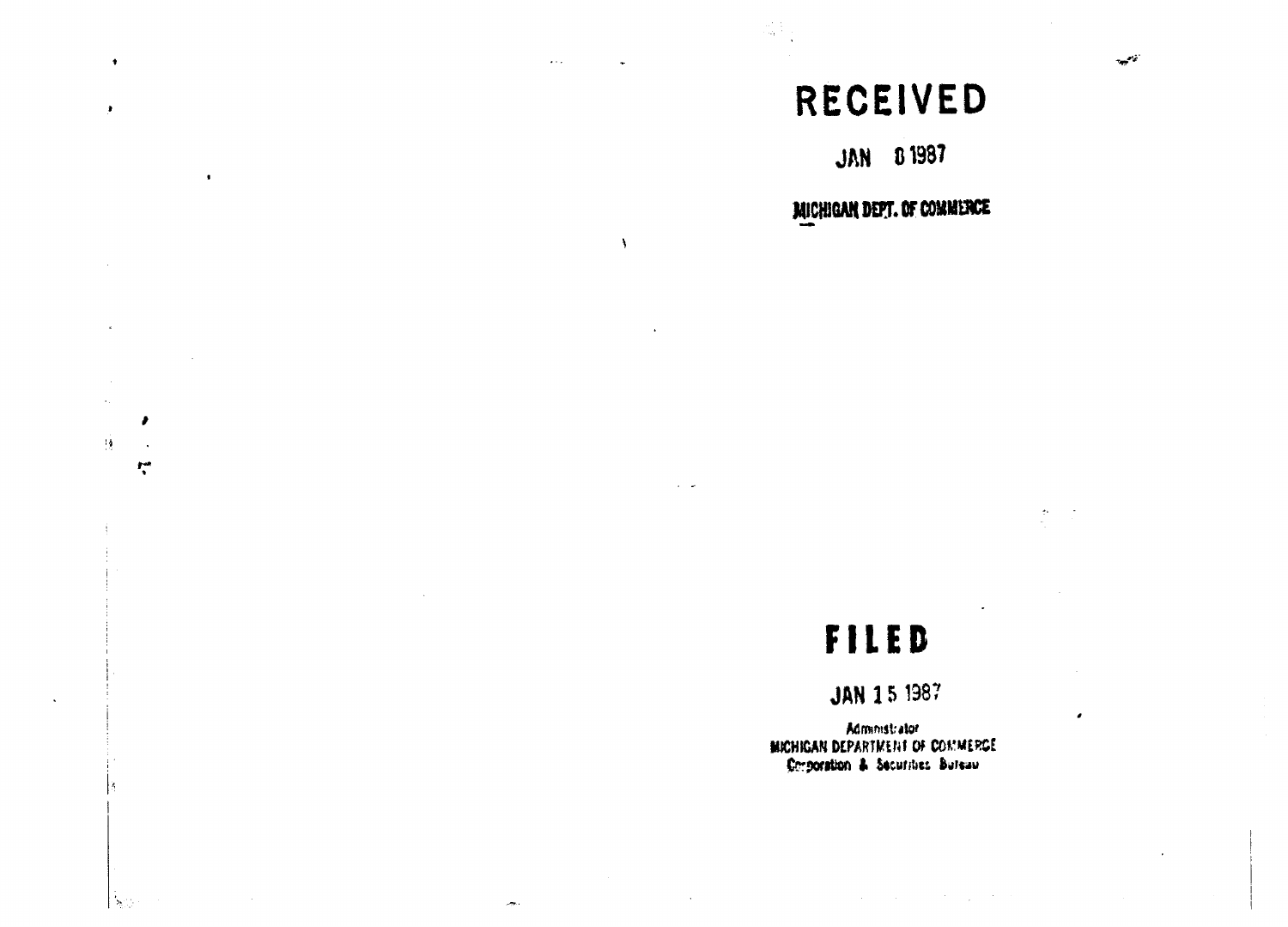RECEIVED

JAN 0 1987

MICHIGAN DEPT. OF COMMERCE

FILED

JAN 15 1987

Administrator
MICHIGAN DEPARTMENT OF COMMERCE
Corporation & Securities Bureau